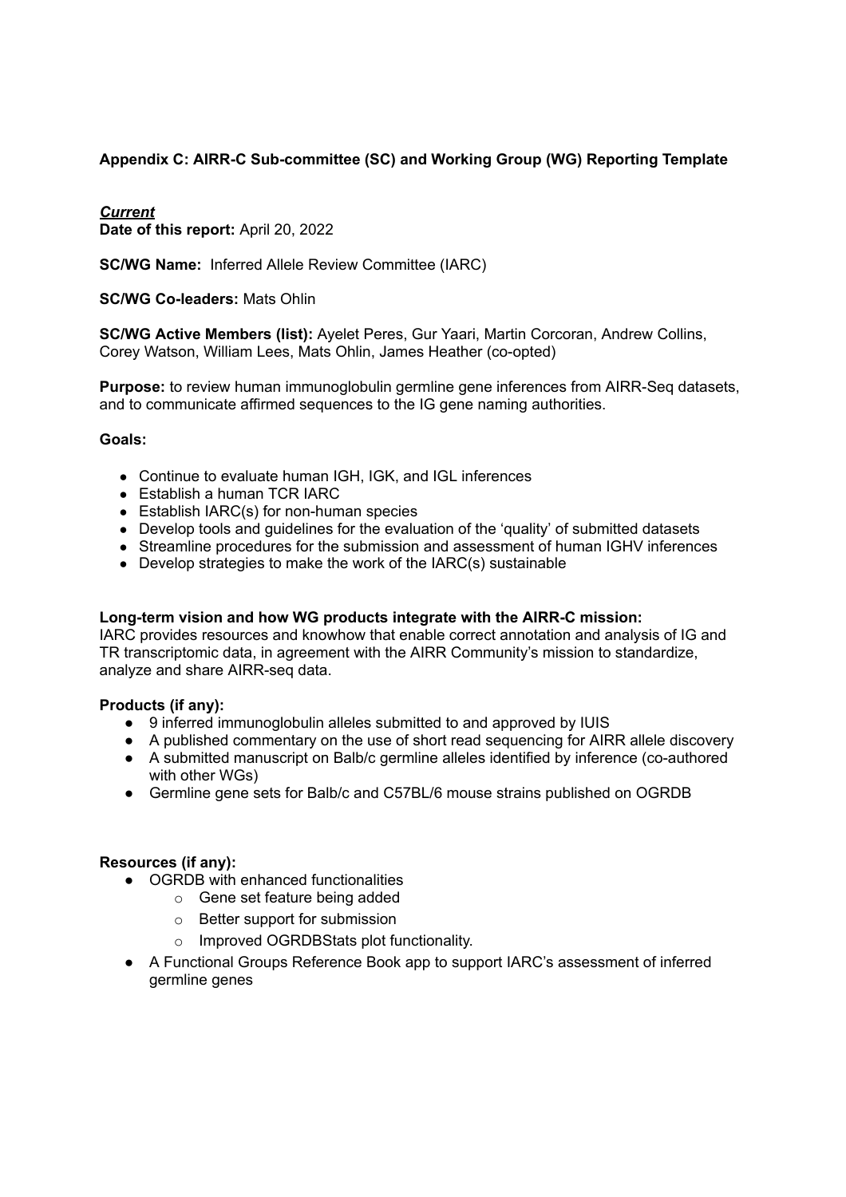**Appendix C: AIRR-C Sub-committee (SC) and Working Group (WG) Reporting Template**

***Current***

**Date of this report:** April 20, 2022

**SC/WG Name:** Inferred Allele Review Committee (IARC)

**SC/WG Co-leaders:** Mats Ohlin

**SC/WG Active Members (list):** Ayelet Peres, Gur Yaari, Martin Corcoran, Andrew Collins, Corey Watson, William Lees, Mats Ohlin, James Heather (co-opted)

**Purpose:** to review human immunoglobulin germline gene inferences from AIRR-Seq datasets, and to communicate affirmed sequences to the IG gene naming authorities.

**Goals:**

- Continue to evaluate human IGH, IGK, and IGL inferences
- Establish a human TCR IARC
- Establish IARC(s) for non-human species
- Develop tools and guidelines for the evaluation of the 'quality' of submitted datasets
- Streamline procedures for the submission and assessment of human IGHV inferences
- Develop strategies to make the work of the IARC(s) sustainable

**Long-term vision and how WG products integrate with the AIRR-C mission:**

IARC provides resources and knowhow that enable correct annotation and analysis of IG and TR transcriptomic data, in agreement with the AIRR Community's mission to standardize, analyze and share AIRR-seq data.

**Products (if any):**

- 9 inferred immunoglobulin alleles submitted to and approved by IUIS
- A published commentary on the use of short read sequencing for AIRR allele discovery
- A submitted manuscript on Balb/c germline alleles identified by inference (co-authored with other WGs)
- Germline gene sets for Balb/c and C57BL/6 mouse strains published on OGRDB

**Resources (if any):**

- OGRDB with enhanced functionalities
  - Gene set feature being added
  - Better support for submission
  - Improved OGRDBStats plot functionality.
- A Functional Groups Reference Book app to support IARC's assessment of inferred germline genes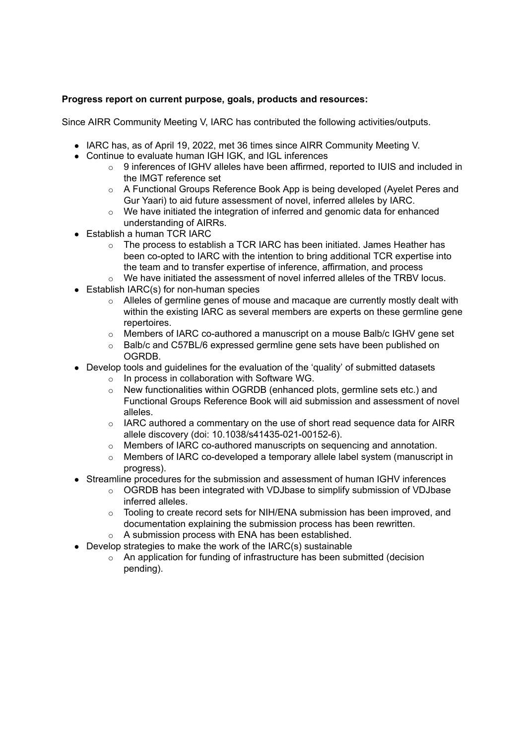**Progress report on current purpose, goals, products and resources:**

Since AIRR Community Meeting V, IARC has contributed the following activities/outputs.

- IARC has, as of April 19, 2022, met 36 times since AIRR Community Meeting V.
- Continue to evaluate human IGH IGK, and IGL inferences
    - 9 inferences of IGHV alleles have been affirmed, reported to IUIS and included in the IMGT reference set
    - A Functional Groups Reference Book App is being developed (Ayelet Peres and Gur Yaari) to aid future assessment of novel, inferred alleles by IARC.
    - We have initiated the integration of inferred and genomic data for enhanced understanding of AIRRs.
- Establish a human TCR IARC
    - The process to establish a TCR IARC has been initiated. James Heather has been co-opted to IARC with the intention to bring additional TCR expertise into the team and to transfer expertise of inference, affirmation, and process
    - We have initiated the assessment of novel inferred alleles of the TRBV locus.
- Establish IARC(s) for non-human species
    - Alleles of germline genes of mouse and macaque are currently mostly dealt with within the existing IARC as several members are experts on these germline gene repertoires.
    - Members of IARC co-authored a manuscript on a mouse Balb/c IGHV gene set
    - Balb/c and C57BL/6 expressed germline gene sets have been published on OGRDB.
- Develop tools and guidelines for the evaluation of the 'quality' of submitted datasets
    - In process in collaboration with Software WG.
    - New functionalities within OGRDB (enhanced plots, germline sets etc.) and Functional Groups Reference Book will aid submission and assessment of novel alleles.
    - IARC authored a commentary on the use of short read sequence data for AIRR allele discovery (doi: 10.1038/s41435-021-00152-6).
    - Members of IARC co-authored manuscripts on sequencing and annotation.
    - Members of IARC co-developed a temporary allele label system (manuscript in progress).
- Streamline procedures for the submission and assessment of human IGHV inferences
    - OGRDB has been integrated with VDJbase to simplify submission of VDJbase inferred alleles.
    - Tooling to create record sets for NIH/ENA submission has been improved, and documentation explaining the submission process has been rewritten.
    - A submission process with ENA has been established.
- Develop strategies to make the work of the IARC(s) sustainable
    - An application for funding of infrastructure has been submitted (decision pending).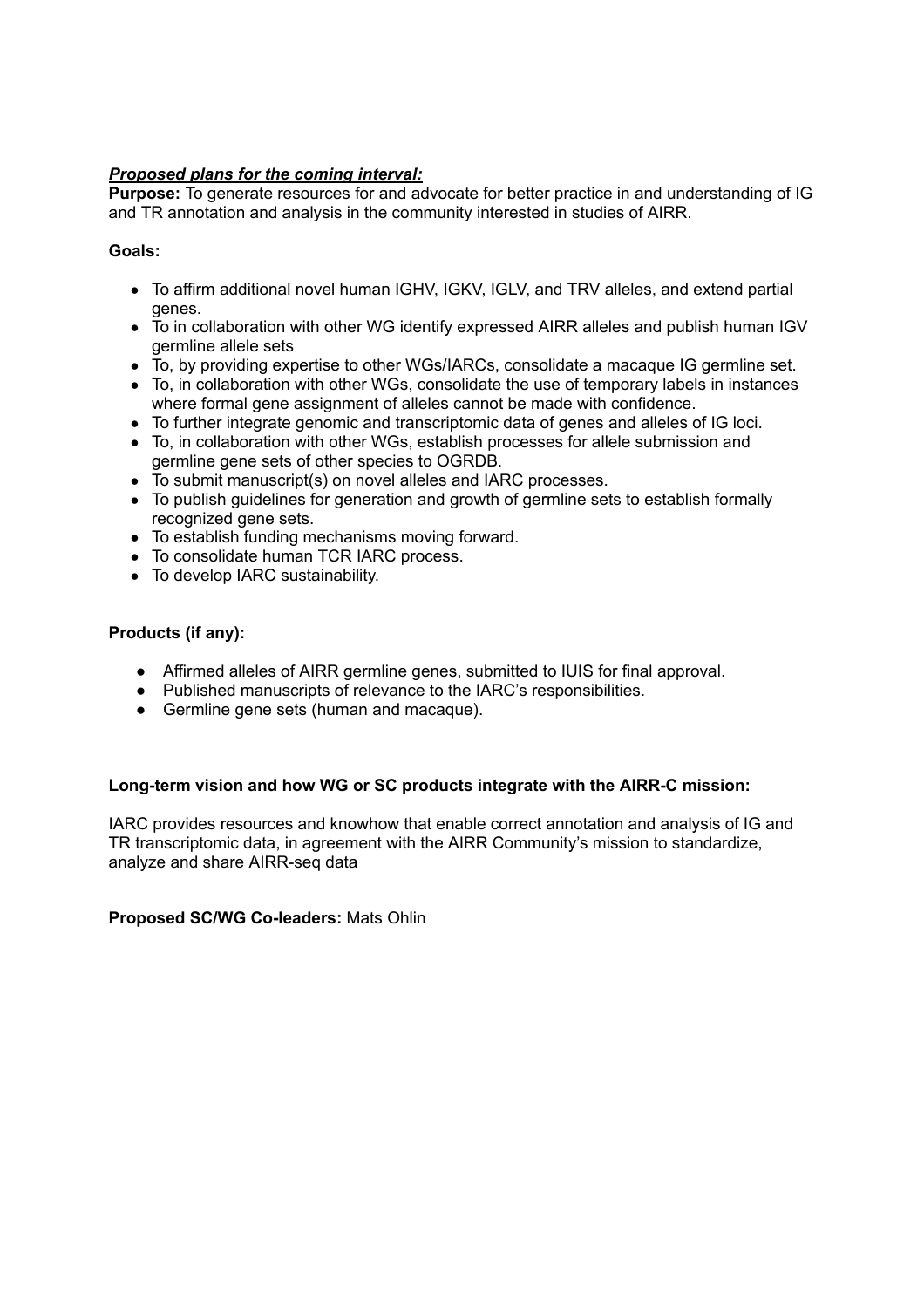***Proposed plans for the coming interval:***

**Purpose:** To generate resources for and advocate for better practice in and understanding of IG and TR annotation and analysis in the community interested in studies of AIRR.

**Goals:**

- To affirm additional novel human IGHV, IGKV, IGLV, and TRV alleles, and extend partial genes.
- To in collaboration with other WG identify expressed AIRR alleles and publish human IGV germline allele sets
- To, by providing expertise to other WGs/IARCs, consolidate a macaque IG germline set.
- To, in collaboration with other WGs, consolidate the use of temporary labels in instances where formal gene assignment of alleles cannot be made with confidence.
- To further integrate genomic and transcriptomic data of genes and alleles of IG loci.
- To, in collaboration with other WGs, establish processes for allele submission and germline gene sets of other species to OGRDB.
- To submit manuscript(s) on novel alleles and IARC processes.
- To publish guidelines for generation and growth of germline sets to establish formally recognized gene sets.
- To establish funding mechanisms moving forward.
- To consolidate human TCR IARC process.
- To develop IARC sustainability.

**Products (if any):**

- Affirmed alleles of AIRR germline genes, submitted to IUIS for final approval.
- Published manuscripts of relevance to the IARC's responsibilities.
- Germline gene sets (human and macaque).

**Long-term vision and how WG or SC products integrate with the AIRR-C mission:**

IARC provides resources and knowhow that enable correct annotation and analysis of IG and TR transcriptomic data, in agreement with the AIRR Community's mission to standardize, analyze and share AIRR-seq data

**Proposed SC/WG Co-leaders:** Mats Ohlin